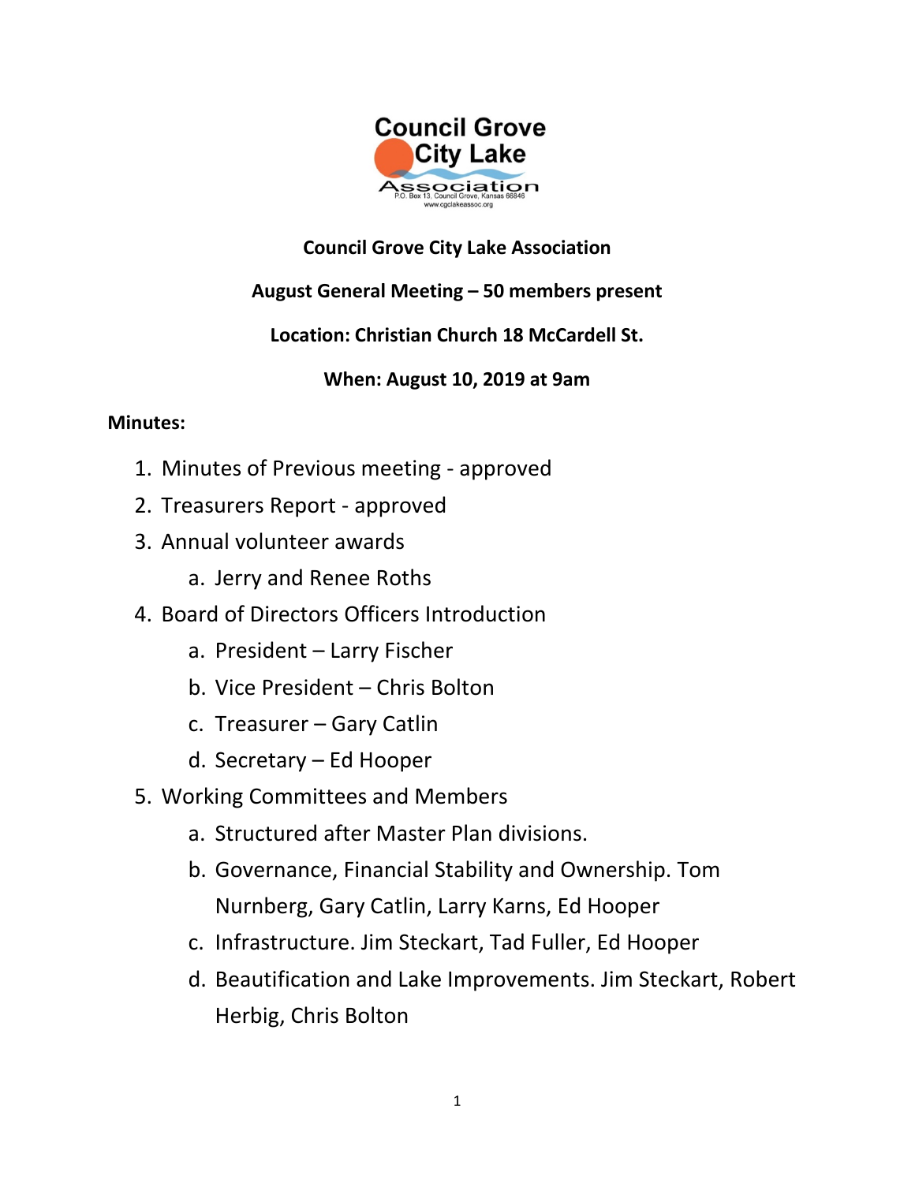Council Grove City Lake Association

P.O. Box 13, Council Grove, Kansas 66846
www.cgclakeassoc.org

**Council Grove City Lake Association**

**August General Meeting – 50 members present**

**Location: Christian Church 18 McCardell St.**

**When: August 10, 2019 at 9am**

**Minutes:**

1. Minutes of Previous meeting - approved
2. Treasurers Report - approved
3. Annual volunteer awards
   a. Jerry and Renee Roths
4. Board of Directors Officers Introduction
   a. President – Larry Fischer
   b. Vice President – Chris Bolton
   c. Treasurer – Gary Catlin
   d. Secretary – Ed Hooper
5. Working Committees and Members
   a. Structured after Master Plan divisions.
   b. Governance, Financial Stability and Ownership. Tom Nurnberg, Gary Catlin, Larry Karns, Ed Hooper
   c. Infrastructure. Jim Steckart, Tad Fuller, Ed Hooper
   d. Beautification and Lake Improvements. Jim Steckart, Robert Herbig, Chris Bolton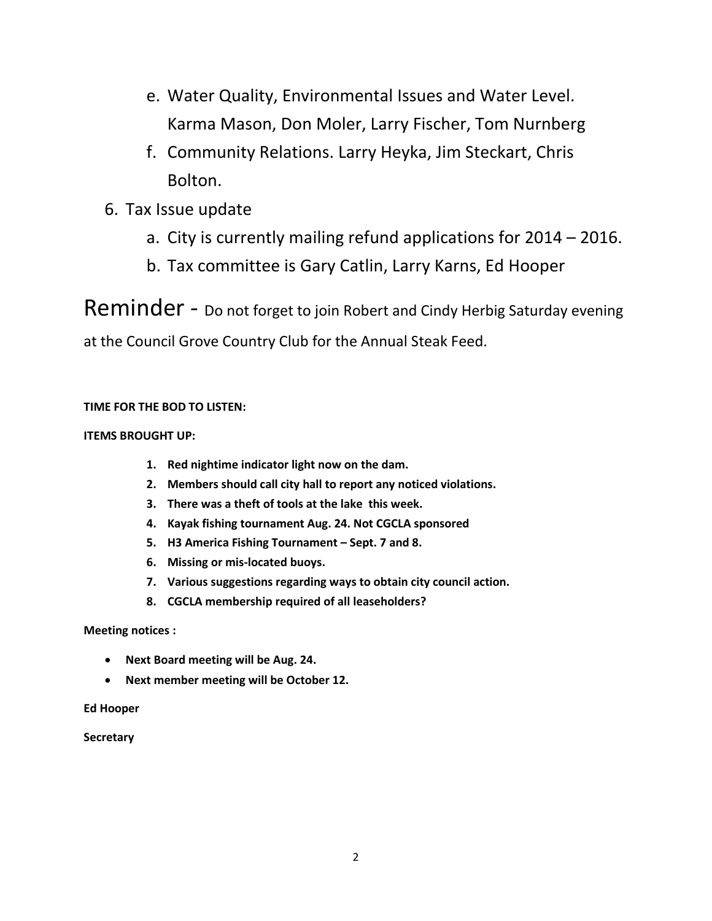e. Water Quality, Environmental Issues and Water Level. Karma Mason, Don Moler, Larry Fischer, Tom Nurnberg
   f. Community Relations. Larry Heyka, Jim Steckart, Chris Bolton.

6. Tax Issue update
   a. City is currently mailing refund applications for 2014 – 2016.
   b. Tax committee is Gary Catlin, Larry Karns, Ed Hooper

Reminder - Do not forget to join Robert and Cindy Herbig Saturday evening at the Council Grove Country Club for the Annual Steak Feed.

**TIME FOR THE BOD TO LISTEN:**

**ITEMS BROUGHT UP:**

1. **Red nightime indicator light now on the dam.**
2. **Members should call city hall to report any noticed violations.**
3. **There was a theft of tools at the lake this week.**
4. **Kayak fishing tournament Aug. 24. Not CGCLA sponsored**
5. **H3 America Fishing Tournament – Sept. 7 and 8.**
6. **Missing or mis-located buoys.**
7. **Various suggestions regarding ways to obtain city council action.**
8. **CGCLA membership required of all leaseholders?**

**Meeting notices :**

- **Next Board meeting will be Aug. 24.**
- **Next member meeting will be October 12.**

**Ed Hooper**

**Secretary**